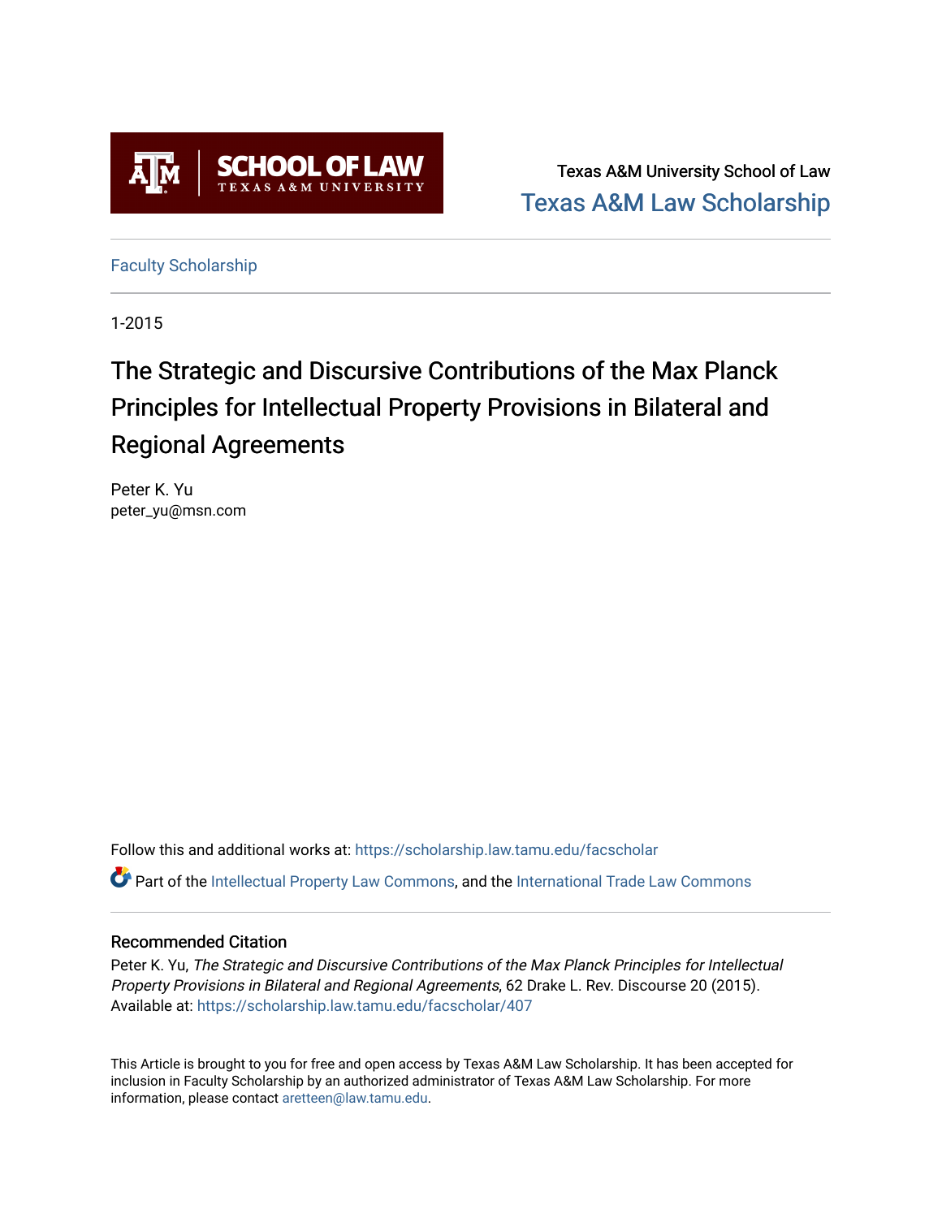Texas A&M University School of Law

Texas A&M Law Scholarship

Faculty Scholarship

1-2015

# The Strategic and Discursive Contributions of the Max Planck Principles for Intellectual Property Provisions in Bilateral and Regional Agreements

Peter K. Yu
peter_yu@msn.com

Follow this and additional works at: https://scholarship.law.tamu.edu/facscholar

Part of the Intellectual Property Law Commons, and the International Trade Law Commons

## Recommended Citation

Peter K. Yu, *The Strategic and Discursive Contributions of the Max Planck Principles for Intellectual Property Provisions in Bilateral and Regional Agreements*, 62 Drake L. Rev. Discourse 20 (2015).
Available at: https://scholarship.law.tamu.edu/facscholar/407

This Article is brought to you for free and open access by Texas A&M Law Scholarship. It has been accepted for inclusion in Faculty Scholarship by an authorized administrator of Texas A&M Law Scholarship. For more information, please contact aretteen@law.tamu.edu.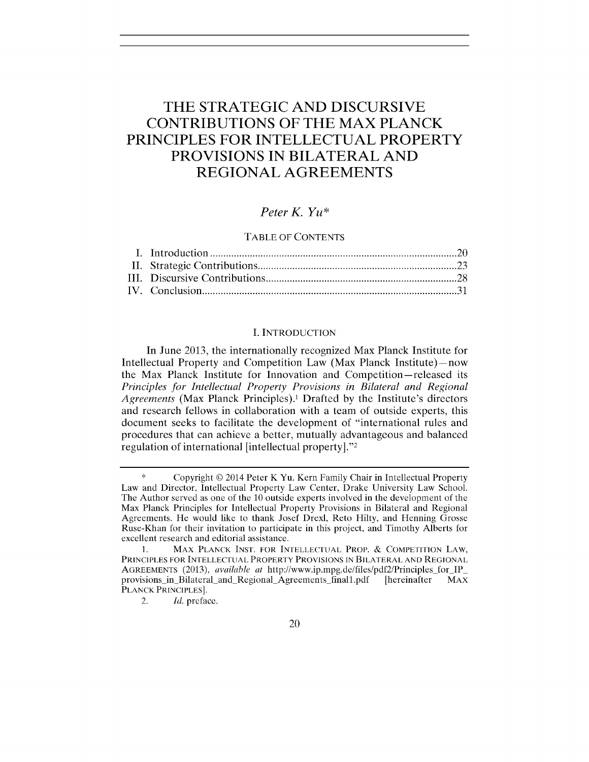# THE STRATEGIC AND DISCURSIVE CONTRIBUTIONS OF THE MAX PLANCK PRINCIPLES FOR INTELLECTUAL PROPERTY PROVISIONS IN BILATERAL AND REGIONAL AGREEMENTS

*Peter K. Yu**

TABLE OF CONTENTS

I. Introduction ........................................................................................20
II. Strategic Contributions......................................................................23
III. Discursive Contributions...................................................................28
IV. Conclusion..........................................................................................31

## I. INTRODUCTION

In June 2013, the internationally recognized Max Planck Institute for Intellectual Property and Competition Law (Max Planck Institute)—now the Max Planck Institute for Innovation and Competition—released its *Principles for Intellectual Property Provisions in Bilateral and Regional Agreements* (Max Planck Principles).[1] Drafted by the Institute's directors and research fellows in collaboration with a team of outside experts, this document seeks to facilitate the development of "international rules and procedures that can achieve a better, mutually advantageous and balanced regulation of international [intellectual property]."[2]

---

\* Copyright © 2014 Peter K Yu. Kern Family Chair in Intellectual Property Law and Director, Intellectual Property Law Center, Drake University Law School. The Author served as one of the 10 outside experts involved in the development of the Max Planck Principles for Intellectual Property Provisions in Bilateral and Regional Agreements. He would like to thank Josef Drexl, Reto Hilty, and Henning Grosse Ruse-Khan for their invitation to participate in this project, and Timothy Alberts for excellent research and editorial assistance.

1. MAX PLANCK INST. FOR INTELLECTUAL PROP. & COMPETITION LAW, PRINCIPLES FOR INTELLECTUAL PROPERTY PROVISIONS IN BILATERAL AND REGIONAL AGREEMENTS (2013), *available at* http://www.ip.mpg.de/files/pdf2/Principles_for_IP_provisions_in_Bilateral_and_Regional_Agreements_final1.pdf [hereinafter MAX PLANCK PRINCIPLES].

2. *Id.* preface.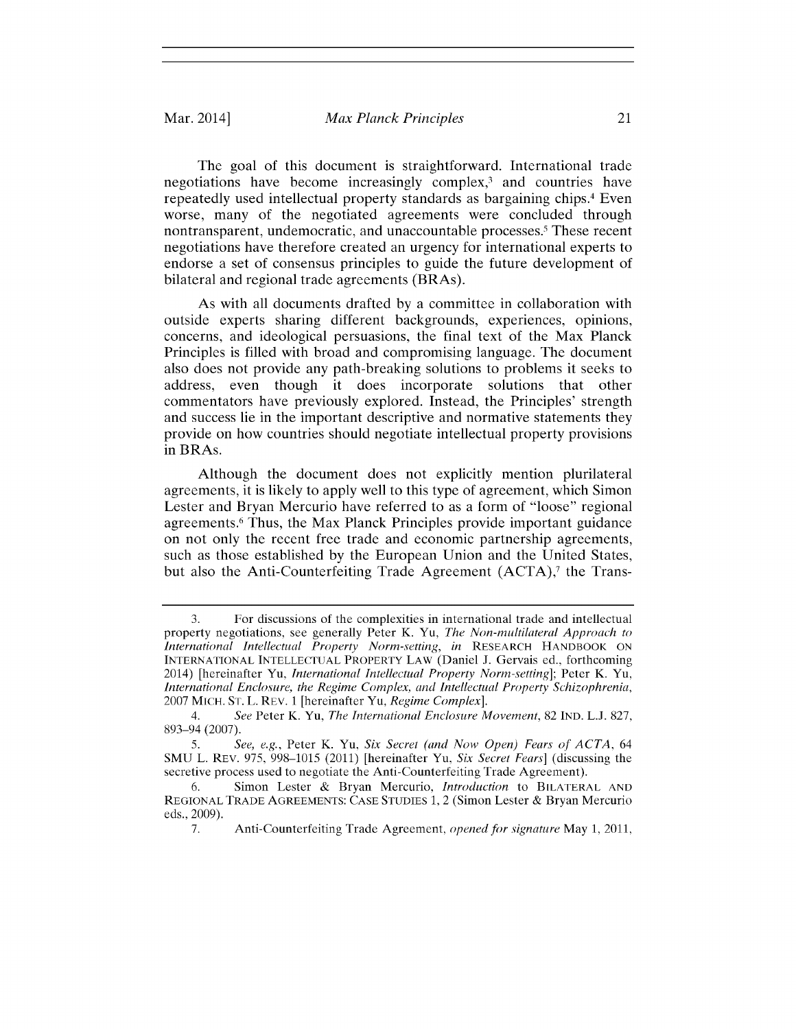The goal of this document is straightforward. International trade negotiations have become increasingly complex,[3] and countries have repeatedly used intellectual property standards as bargaining chips.[4] Even worse, many of the negotiated agreements were concluded through nontransparent, undemocratic, and unaccountable processes.[5] These recent negotiations have therefore created an urgency for international experts to endorse a set of consensus principles to guide the future development of bilateral and regional trade agreements (BRAs).

As with all documents drafted by a committee in collaboration with outside experts sharing different backgrounds, experiences, opinions, concerns, and ideological persuasions, the final text of the Max Planck Principles is filled with broad and compromising language. The document also does not provide any path-breaking solutions to problems it seeks to address, even though it does incorporate solutions that other commentators have previously explored. Instead, the Principles' strength and success lie in the important descriptive and normative statements they provide on how countries should negotiate intellectual property provisions in BRAs.

Although the document does not explicitly mention plurilateral agreements, it is likely to apply well to this type of agreement, which Simon Lester and Bryan Mercurio have referred to as a form of "loose" regional agreements.[6] Thus, the Max Planck Principles provide important guidance on not only the recent free trade and economic partnership agreements, such as those established by the European Union and the United States, but also the Anti-Counterfeiting Trade Agreement (ACTA),[7] the Trans-

---

3. For discussions of the complexities in international trade and intellectual property negotiations, see generally Peter K. Yu, *The Non-multilateral Approach to International Intellectual Property Norm-setting*, *in* RESEARCH HANDBOOK ON INTERNATIONAL INTELLECTUAL PROPERTY LAW (Daniel J. Gervais ed., forthcoming 2014) [hereinafter Yu, *International Intellectual Property Norm-setting*]; Peter K. Yu, *International Enclosure, the Regime Complex, and Intellectual Property Schizophrenia*, 2007 MICH. ST. L. REV. 1 [hereinafter Yu, *Regime Complex*].

4. *See* Peter K. Yu, *The International Enclosure Movement*, 82 IND. L.J. 827, 893–94 (2007).

5. *See, e.g.*, Peter K. Yu, *Six Secret (and Now Open) Fears of ACTA*, 64 SMU L. REV. 975, 998–1015 (2011) [hereinafter Yu, *Six Secret Fears*] (discussing the secretive process used to negotiate the Anti-Counterfeiting Trade Agreement).

6. Simon Lester & Bryan Mercurio, *Introduction* to BILATERAL AND REGIONAL TRADE AGREEMENTS: CASE STUDIES 1, 2 (Simon Lester & Bryan Mercurio eds., 2009).

7. Anti-Counterfeiting Trade Agreement, *opened for signature* May 1, 2011,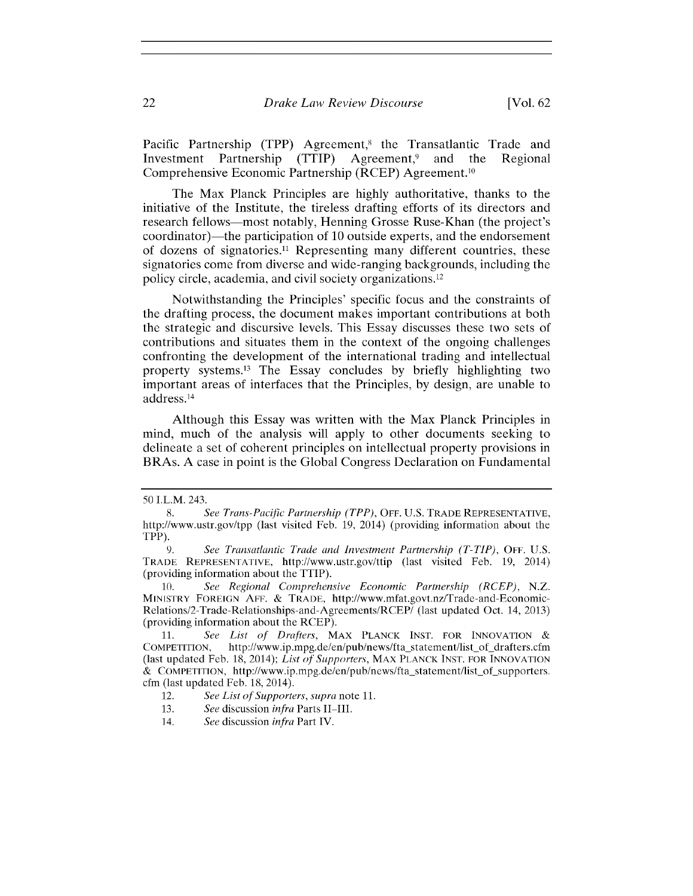Pacific Partnership (TPP) Agreement,[8] the Transatlantic Trade and Investment Partnership (TTIP) Agreement,[9] and the Regional Comprehensive Economic Partnership (RCEP) Agreement.[10]

The Max Planck Principles are highly authoritative, thanks to the initiative of the Institute, the tireless drafting efforts of its directors and research fellows—most notably, Henning Grosse Ruse-Khan (the project's coordinator)—the participation of 10 outside experts, and the endorsement of dozens of signatories.[11] Representing many different countries, these signatories come from diverse and wide-ranging backgrounds, including the policy circle, academia, and civil society organizations.[12]

Notwithstanding the Principles' specific focus and the constraints of the drafting process, the document makes important contributions at both the strategic and discursive levels. This Essay discusses these two sets of contributions and situates them in the context of the ongoing challenges confronting the development of the international trading and intellectual property systems.[13] The Essay concludes by briefly highlighting two important areas of interfaces that the Principles, by design, are unable to address.[14]

Although this Essay was written with the Max Planck Principles in mind, much of the analysis will apply to other documents seeking to delineate a set of coherent principles on intellectual property provisions in BRAs. A case in point is the Global Congress Declaration on Fundamental

---

50 I.L.M. 243.

8. *See Trans-Pacific Partnership (TPP)*, OFF. U.S. TRADE REPRESENTATIVE, http://www.ustr.gov/tpp (last visited Feb. 19, 2014) (providing information about the TPP).

9. *See Transatlantic Trade and Investment Partnership (T-TIP)*, OFF. U.S. TRADE REPRESENTATIVE, http://www.ustr.gov/ttip (last visited Feb. 19, 2014) (providing information about the TTIP).

10. *See Regional Comprehensive Economic Partnership (RCEP)*, N.Z. MINISTRY FOREIGN AFF. & TRADE, http://www.mfat.govt.nz/Trade-and-Economic-Relations/2-Trade-Relationships-and-Agreements/RCEP/ (last updated Oct. 14, 2013) (providing information about the RCEP).

11. *See List of Drafters*, MAX PLANCK INST. FOR INNOVATION & COMPETITION, http://www.ip.mpg.de/en/pub/news/fta_statement/list_of_drafters.cfm (last updated Feb. 18, 2014); *List of Supporters*, MAX PLANCK INST. FOR INNOVATION & COMPETITION, http://www.ip.mpg.de/en/pub/news/fta_statement/list_of_supporters.cfm (last updated Feb. 18, 2014).

12. *See List of Supporters*, *supra* note 11.

13. *See* discussion *infra* Parts II–III.

14. *See* discussion *infra* Part IV.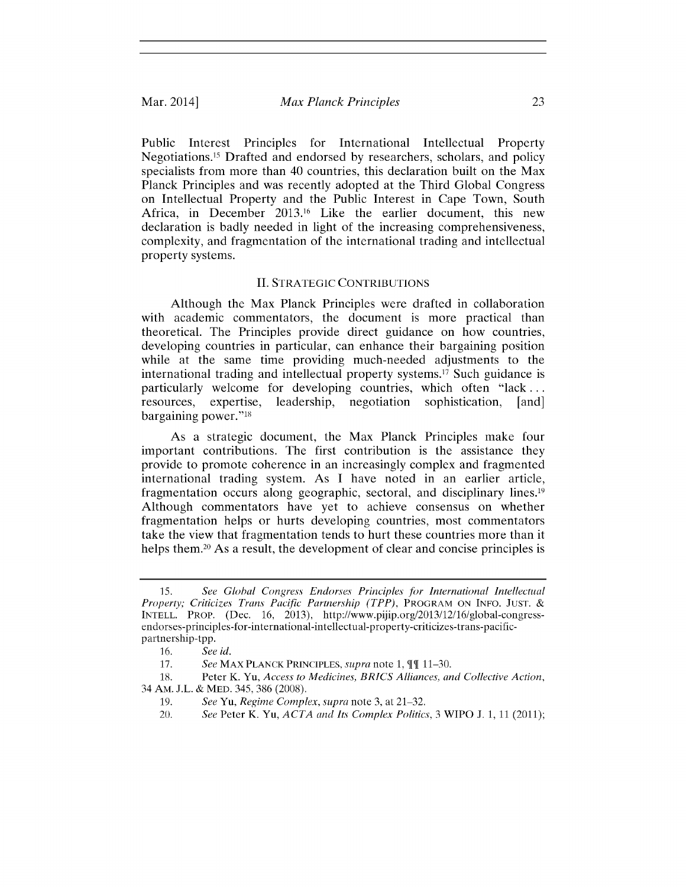Public Interest Principles for International Intellectual Property Negotiations.[15] Drafted and endorsed by researchers, scholars, and policy specialists from more than 40 countries, this declaration built on the Max Planck Principles and was recently adopted at the Third Global Congress on Intellectual Property and the Public Interest in Cape Town, South Africa, in December 2013.[16] Like the earlier document, this new declaration is badly needed in light of the increasing comprehensiveness, complexity, and fragmentation of the international trading and intellectual property systems.

## II. STRATEGIC CONTRIBUTIONS

Although the Max Planck Principles were drafted in collaboration with academic commentators, the document is more practical than theoretical. The Principles provide direct guidance on how countries, developing countries in particular, can enhance their bargaining position while at the same time providing much-needed adjustments to the international trading and intellectual property systems.[17] Such guidance is particularly welcome for developing countries, which often "lack . . . resources, expertise, leadership, negotiation sophistication, [and] bargaining power."[18]

As a strategic document, the Max Planck Principles make four important contributions. The first contribution is the assistance they provide to promote coherence in an increasingly complex and fragmented international trading system. As I have noted in an earlier article, fragmentation occurs along geographic, sectoral, and disciplinary lines.[19] Although commentators have yet to achieve consensus on whether fragmentation helps or hurts developing countries, most commentators take the view that fragmentation tends to hurt these countries more than it helps them.[20] As a result, the development of clear and concise principles is

---

15. *See Global Congress Endorses Principles for International Intellectual Property; Criticizes Trans Pacific Partnership (TPP)*, PROGRAM ON INFO. JUST. & INTELL. PROP. (Dec. 16, 2013), http://www.pijip.org/2013/12/16/global-congress-endorses-principles-for-international-intellectual-property-criticizes-trans-pacific-partnership-tpp.

16. *See id.*

17. *See* MAX PLANCK PRINCIPLES, *supra* note 1, ¶¶ 11–30.

18. Peter K. Yu, *Access to Medicines, BRICS Alliances, and Collective Action*, 34 AM. J.L. & MED. 345, 386 (2008).

19. *See* Yu, *Regime Complex*, *supra* note 3, at 21–32.

20. *See* Peter K. Yu, *ACTA and Its Complex Politics*, 3 WIPO J. 1, 11 (2011);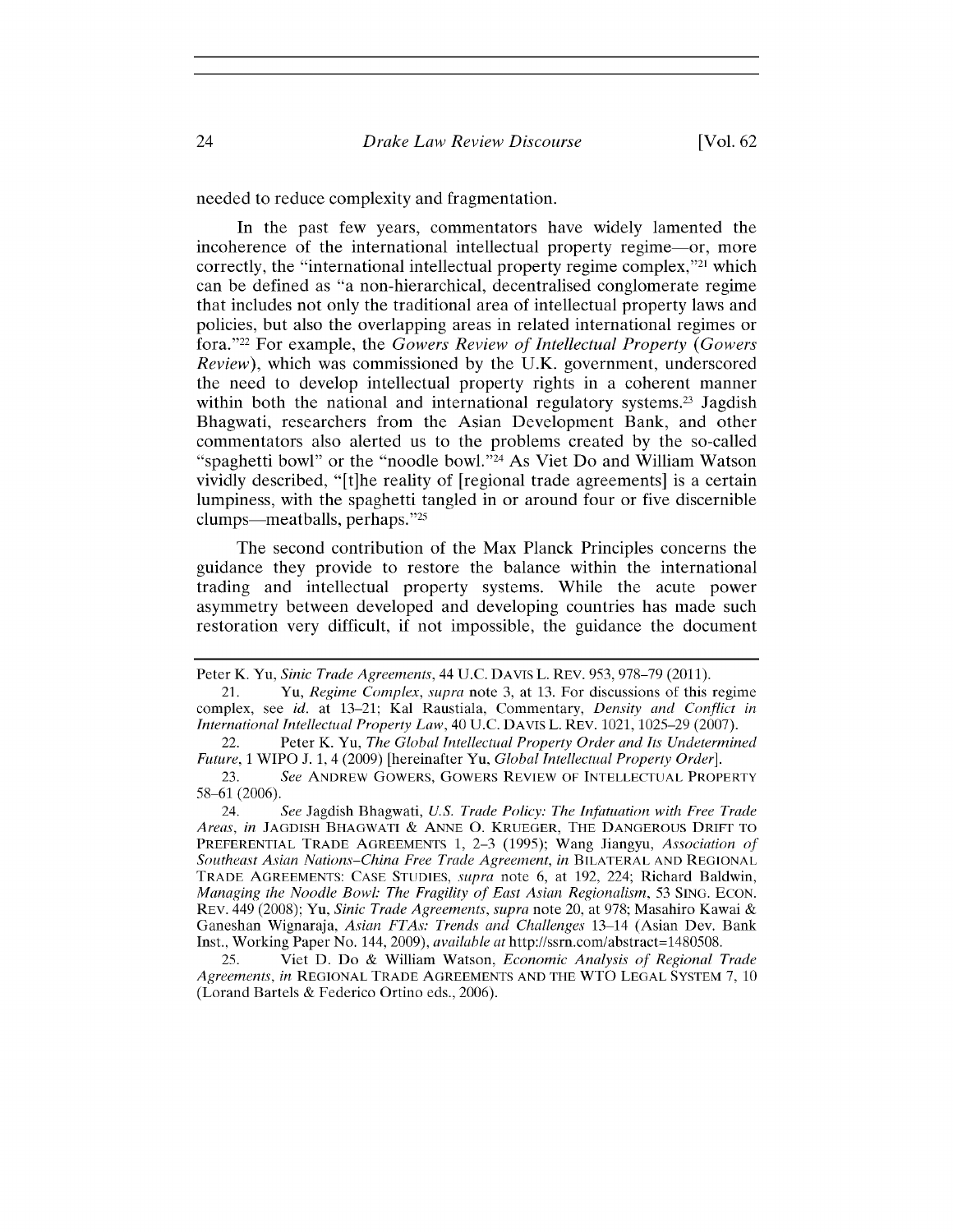needed to reduce complexity and fragmentation.

In the past few years, commentators have widely lamented the incoherence of the international intellectual property regime—or, more correctly, the "international intellectual property regime complex,"[21] which can be defined as "a non-hierarchical, decentralised conglomerate regime that includes not only the traditional area of intellectual property laws and policies, but also the overlapping areas in related international regimes or fora."[22] For example, the *Gowers Review of Intellectual Property* (*Gowers Review*), which was commissioned by the U.K. government, underscored the need to develop intellectual property rights in a coherent manner within both the national and international regulatory systems.[23] Jagdish Bhagwati, researchers from the Asian Development Bank, and other commentators also alerted us to the problems created by the so-called "spaghetti bowl" or the "noodle bowl."[24] As Viet Do and William Watson vividly described, "[t]he reality of [regional trade agreements] is a certain lumpiness, with the spaghetti tangled in or around four or five discernible clumps—meatballs, perhaps."[25]

The second contribution of the Max Planck Principles concerns the guidance they provide to restore the balance within the international trading and intellectual property systems. While the acute power asymmetry between developed and developing countries has made such restoration very difficult, if not impossible, the guidance the document

---

Peter K. Yu, *Sinic Trade Agreements*, 44 U.C. DAVIS L. REV. 953, 978–79 (2011).

21. Yu, *Regime Complex*, *supra* note 3, at 13. For discussions of this regime complex, see *id.* at 13–21; Kal Raustiala, Commentary, *Density and Conflict in International Intellectual Property Law*, 40 U.C. DAVIS L. REV. 1021, 1025–29 (2007).

22. Peter K. Yu, *The Global Intellectual Property Order and Its Undetermined Future*, 1 WIPO J. 1, 4 (2009) [hereinafter Yu, *Global Intellectual Property Order*].

23. *See* ANDREW GOWERS, GOWERS REVIEW OF INTELLECTUAL PROPERTY 58–61 (2006).

24. *See* Jagdish Bhagwati, *U.S. Trade Policy: The Infatuation with Free Trade Areas*, *in* JAGDISH BHAGWATI & ANNE O. KRUEGER, THE DANGEROUS DRIFT TO PREFERENTIAL TRADE AGREEMENTS 1, 2–3 (1995); Wang Jiangyu, *Association of Southeast Asian Nations–China Free Trade Agreement*, *in* BILATERAL AND REGIONAL TRADE AGREEMENTS: CASE STUDIES, *supra* note 6, at 192, 224; Richard Baldwin, *Managing the Noodle Bowl: The Fragility of East Asian Regionalism*, 53 SING. ECON. REV. 449 (2008); Yu, *Sinic Trade Agreements*, *supra* note 20, at 978; Masahiro Kawai & Ganeshan Wignaraja, *Asian FTAs: Trends and Challenges* 13–14 (Asian Dev. Bank Inst., Working Paper No. 144, 2009), *available at* http://ssrn.com/abstract=1480508.

25. Viet D. Do & William Watson, *Economic Analysis of Regional Trade Agreements*, *in* REGIONAL TRADE AGREEMENTS AND THE WTO LEGAL SYSTEM 7, 10 (Lorand Bartels & Federico Ortino eds., 2006).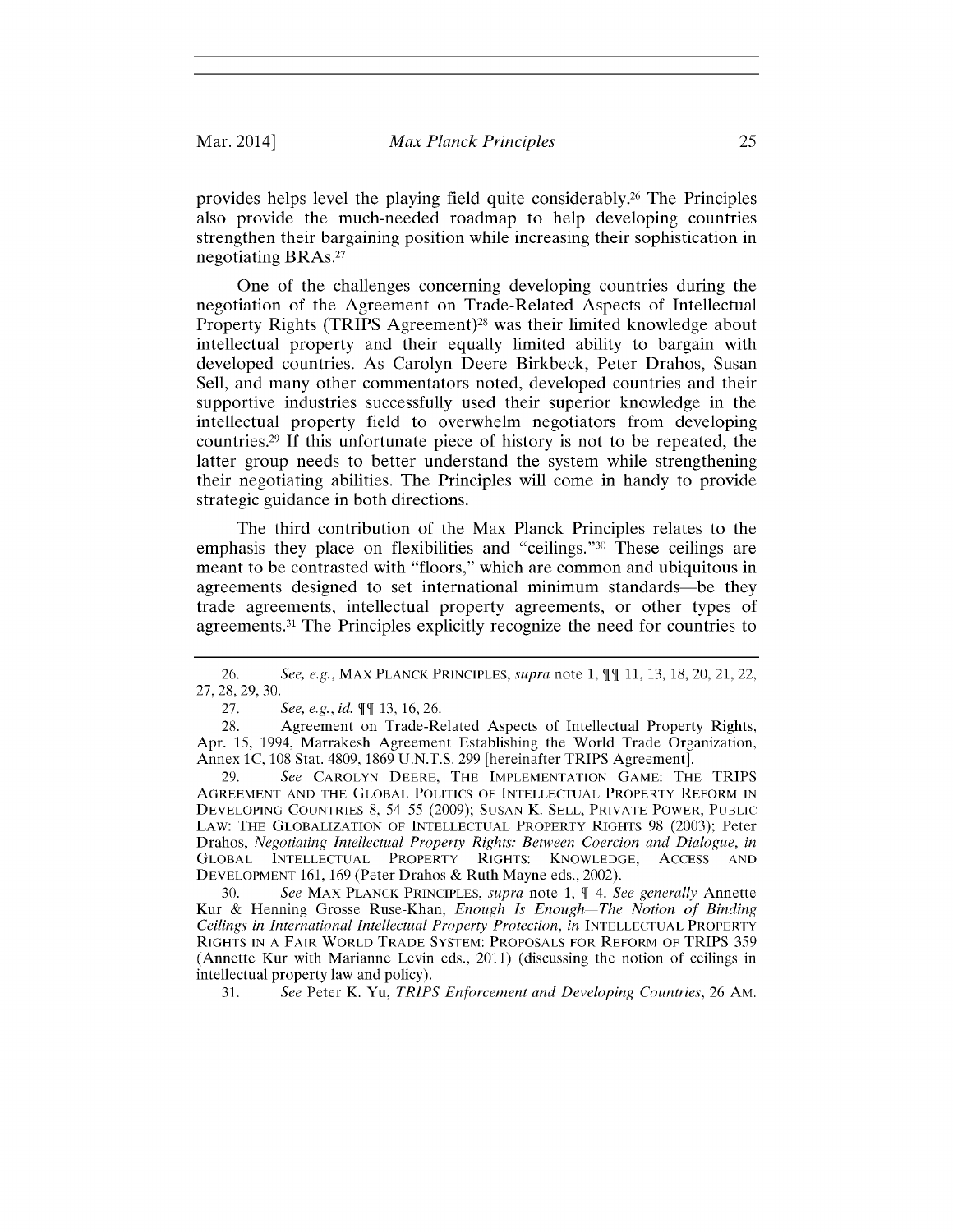provides helps level the playing field quite considerably.[26] The Principles also provide the much-needed roadmap to help developing countries strengthen their bargaining position while increasing their sophistication in negotiating BRAs.[27]

One of the challenges concerning developing countries during the negotiation of the Agreement on Trade-Related Aspects of Intellectual Property Rights (TRIPS Agreement)[28] was their limited knowledge about intellectual property and their equally limited ability to bargain with developed countries. As Carolyn Deere Birkbeck, Peter Drahos, Susan Sell, and many other commentators noted, developed countries and their supportive industries successfully used their superior knowledge in the intellectual property field to overwhelm negotiators from developing countries.[29] If this unfortunate piece of history is not to be repeated, the latter group needs to better understand the system while strengthening their negotiating abilities. The Principles will come in handy to provide strategic guidance in both directions.

The third contribution of the Max Planck Principles relates to the emphasis they place on flexibilities and "ceilings."[30] These ceilings are meant to be contrasted with "floors," which are common and ubiquitous in agreements designed to set international minimum standards—be they trade agreements, intellectual property agreements, or other types of agreements.[31] The Principles explicitly recognize the need for countries to

---

26. *See, e.g.*, MAX PLANCK PRINCIPLES, *supra* note 1, ¶¶ 11, 13, 18, 20, 21, 22, 27, 28, 29, 30.

27. *See, e.g.*, *id.* ¶¶ 13, 16, 26.

28. Agreement on Trade-Related Aspects of Intellectual Property Rights, Apr. 15, 1994, Marrakesh Agreement Establishing the World Trade Organization, Annex 1C, 108 Stat. 4809, 1869 U.N.T.S. 299 [hereinafter TRIPS Agreement].

29. *See* CAROLYN DEERE, THE IMPLEMENTATION GAME: THE TRIPS AGREEMENT AND THE GLOBAL POLITICS OF INTELLECTUAL PROPERTY REFORM IN DEVELOPING COUNTRIES 8, 54–55 (2009); SUSAN K. SELL, PRIVATE POWER, PUBLIC LAW: THE GLOBALIZATION OF INTELLECTUAL PROPERTY RIGHTS 98 (2003); Peter Drahos, *Negotiating Intellectual Property Rights: Between Coercion and Dialogue*, *in* GLOBAL INTELLECTUAL PROPERTY RIGHTS: KNOWLEDGE, ACCESS AND DEVELOPMENT 161, 169 (Peter Drahos & Ruth Mayne eds., 2002).

30. *See* MAX PLANCK PRINCIPLES, *supra* note 1, ¶ 4. *See generally* Annette Kur & Henning Grosse Ruse-Khan, *Enough Is Enough—The Notion of Binding Ceilings in International Intellectual Property Protection*, *in* INTELLECTUAL PROPERTY RIGHTS IN A FAIR WORLD TRADE SYSTEM: PROPOSALS FOR REFORM OF TRIPS 359 (Annette Kur with Marianne Levin eds., 2011) (discussing the notion of ceilings in intellectual property law and policy).

31. *See* Peter K. Yu, *TRIPS Enforcement and Developing Countries*, 26 AM.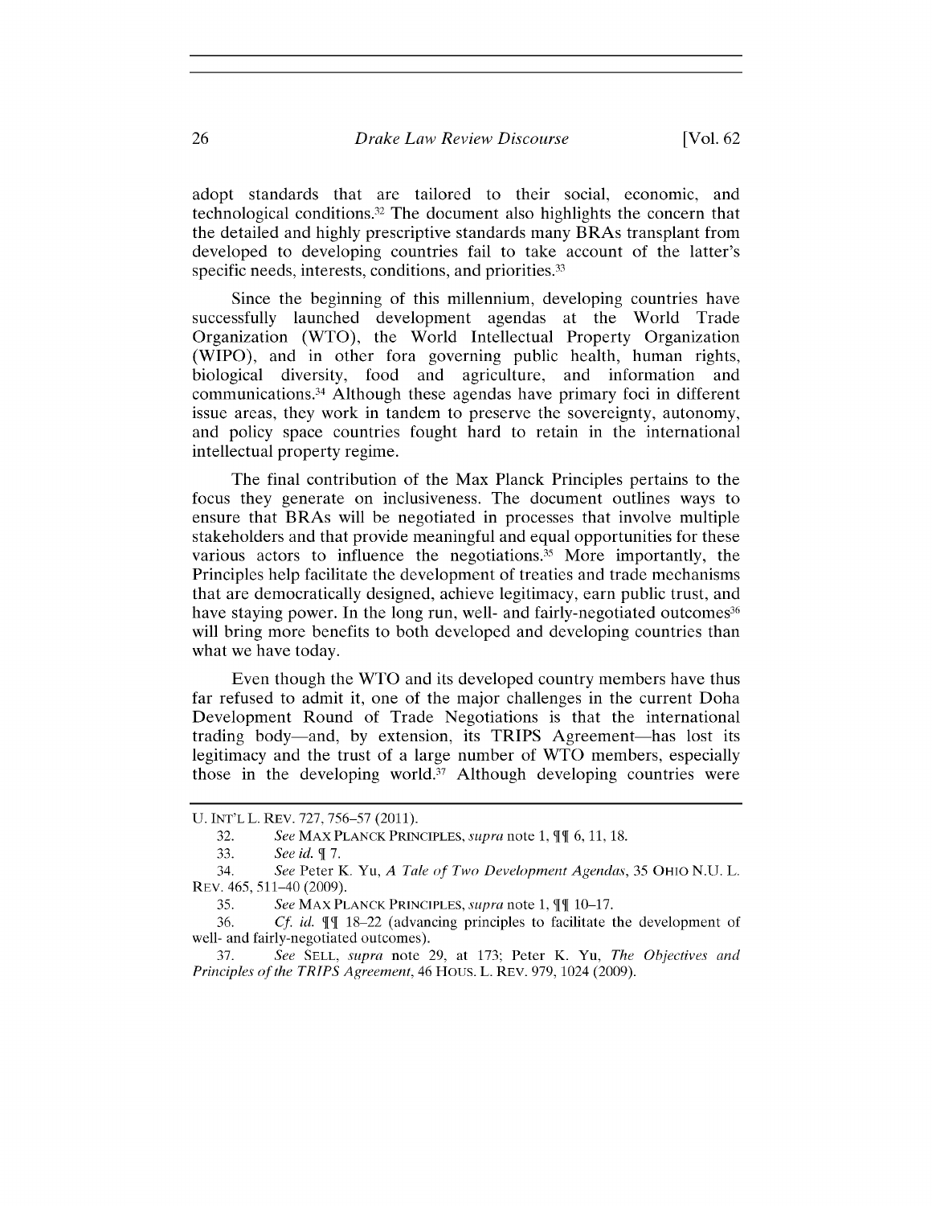adopt standards that are tailored to their social, economic, and technological conditions.[32] The document also highlights the concern that the detailed and highly prescriptive standards many BRAs transplant from developed to developing countries fail to take account of the latter's specific needs, interests, conditions, and priorities.[33]

Since the beginning of this millennium, developing countries have successfully launched development agendas at the World Trade Organization (WTO), the World Intellectual Property Organization (WIPO), and in other fora governing public health, human rights, biological diversity, food and agriculture, and information and communications.[34] Although these agendas have primary foci in different issue areas, they work in tandem to preserve the sovereignty, autonomy, and policy space countries fought hard to retain in the international intellectual property regime.

The final contribution of the Max Planck Principles pertains to the focus they generate on inclusiveness. The document outlines ways to ensure that BRAs will be negotiated in processes that involve multiple stakeholders and that provide meaningful and equal opportunities for these various actors to influence the negotiations.[35] More importantly, the Principles help facilitate the development of treaties and trade mechanisms that are democratically designed, achieve legitimacy, earn public trust, and have staying power. In the long run, well- and fairly-negotiated outcomes[36] will bring more benefits to both developed and developing countries than what we have today.

Even though the WTO and its developed country members have thus far refused to admit it, one of the major challenges in the current Doha Development Round of Trade Negotiations is that the international trading body—and, by extension, its TRIPS Agreement—has lost its legitimacy and the trust of a large number of WTO members, especially those in the developing world.[37] Although developing countries were

---

U. INT'L L. REV. 727, 756–57 (2011).

32. *See* MAX PLANCK PRINCIPLES, *supra* note 1, ¶¶ 6, 11, 18.

33. *See id.* ¶ 7.

34. *See* Peter K. Yu, *A Tale of Two Development Agendas*, 35 OHIO N.U. L. REV. 465, 511–40 (2009).

35. *See* MAX PLANCK PRINCIPLES, *supra* note 1, ¶¶ 10–17.

36. *Cf. id.* ¶¶ 18–22 (advancing principles to facilitate the development of well- and fairly-negotiated outcomes).

37. *See* SELL, *supra* note 29, at 173; Peter K. Yu, *The Objectives and Principles of the TRIPS Agreement*, 46 HOUS. L. REV. 979, 1024 (2009).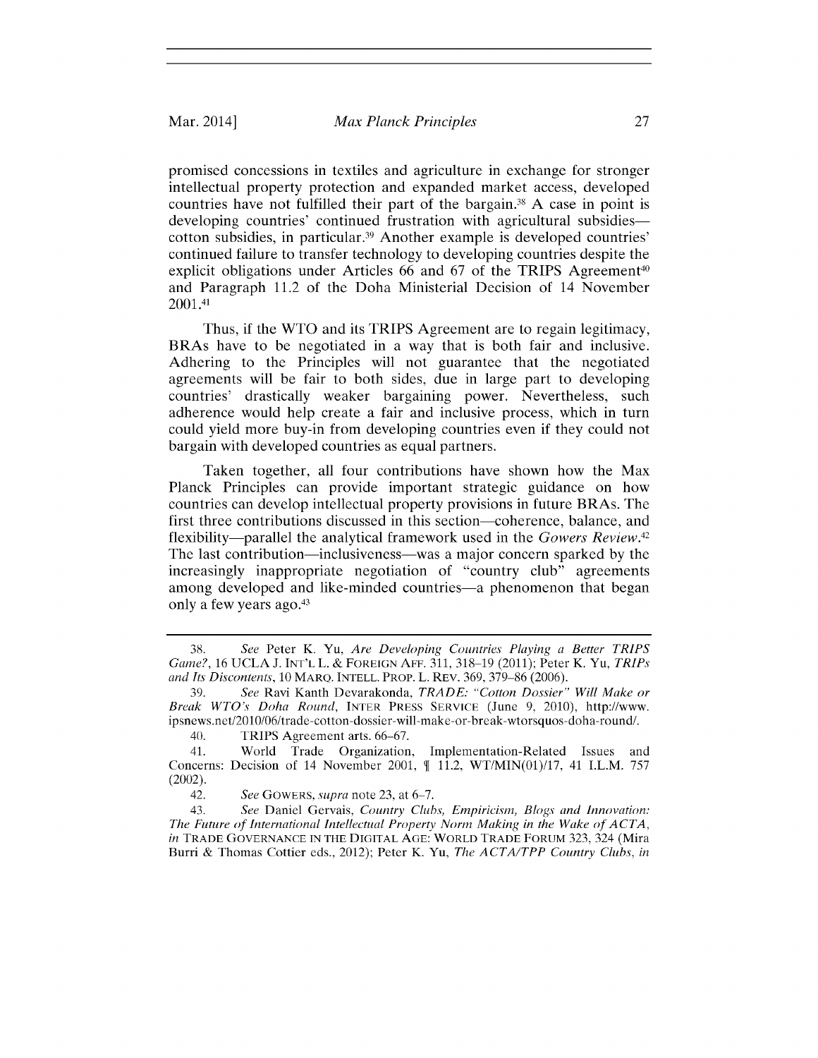promised concessions in textiles and agriculture in exchange for stronger intellectual property protection and expanded market access, developed countries have not fulfilled their part of the bargain.[38] A case in point is developing countries' continued frustration with agricultural subsidies—cotton subsidies, in particular.[39] Another example is developed countries' continued failure to transfer technology to developing countries despite the explicit obligations under Articles 66 and 67 of the TRIPS Agreement[40] and Paragraph 11.2 of the Doha Ministerial Decision of 14 November 2001.[41]

Thus, if the WTO and its TRIPS Agreement are to regain legitimacy, BRAs have to be negotiated in a way that is both fair and inclusive. Adhering to the Principles will not guarantee that the negotiated agreements will be fair to both sides, due in large part to developing countries' drastically weaker bargaining power. Nevertheless, such adherence would help create a fair and inclusive process, which in turn could yield more buy-in from developing countries even if they could not bargain with developed countries as equal partners.

Taken together, all four contributions have shown how the Max Planck Principles can provide important strategic guidance on how countries can develop intellectual property provisions in future BRAs. The first three contributions discussed in this section—coherence, balance, and flexibility—parallel the analytical framework used in the *Gowers Review*.[42] The last contribution—inclusiveness—was a major concern sparked by the increasingly inappropriate negotiation of "country club" agreements among developed and like-minded countries—a phenomenon that began only a few years ago.[43]

---

38. *See* Peter K. Yu, *Are Developing Countries Playing a Better TRIPS Game?*, 16 UCLA J. INT'L L. & FOREIGN AFF. 311, 318–19 (2011); Peter K. Yu, *TRIPs and Its Discontents*, 10 MARQ. INTELL. PROP. L. REV. 369, 379–86 (2006).

39. *See* Ravi Kanth Devarakonda, *TRADE: "Cotton Dossier" Will Make or Break WTO's Doha Round*, INTER PRESS SERVICE (June 9, 2010), http://www.ipsnews.net/2010/06/trade-cotton-dossier-will-make-or-break-wtorsquos-doha-round/.

40. TRIPS Agreement arts. 66–67.

41. World Trade Organization, Implementation-Related Issues and Concerns: Decision of 14 November 2001, ¶ 11.2, WT/MIN(01)/17, 41 I.L.M. 757 (2002).

42. *See* GOWERS, *supra* note 23, at 6–7.

43. *See* Daniel Gervais, *Country Clubs, Empiricism, Blogs and Innovation: The Future of International Intellectual Property Norm Making in the Wake of ACTA*, *in* TRADE GOVERNANCE IN THE DIGITAL AGE: WORLD TRADE FORUM 323, 324 (Mira Burri & Thomas Cottier eds., 2012); Peter K. Yu, *The ACTA/TPP Country Clubs*, *in*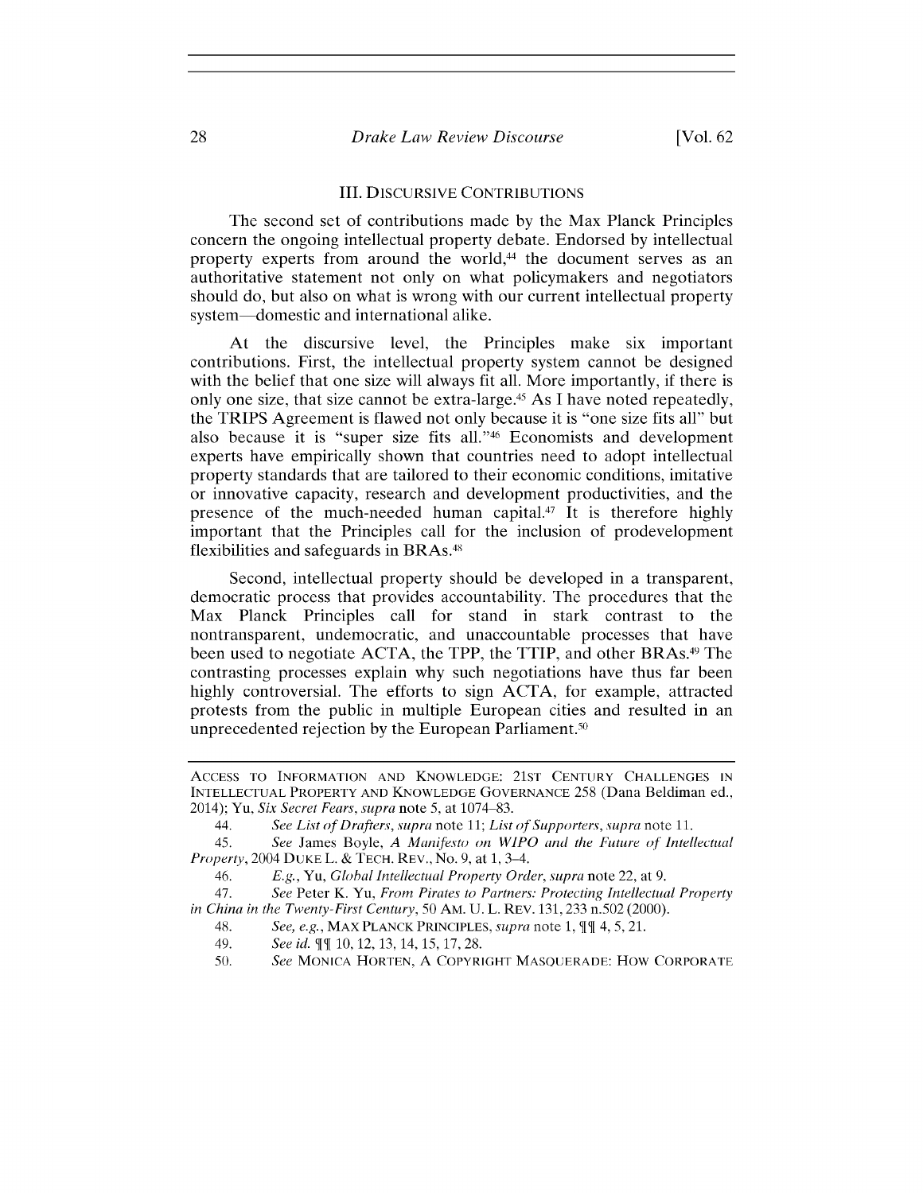## III. DISCURSIVE CONTRIBUTIONS

The second set of contributions made by the Max Planck Principles concern the ongoing intellectual property debate. Endorsed by intellectual property experts from around the world,[44] the document serves as an authoritative statement not only on what policymakers and negotiators should do, but also on what is wrong with our current intellectual property system—domestic and international alike.

At the discursive level, the Principles make six important contributions. First, the intellectual property system cannot be designed with the belief that one size will always fit all. More importantly, if there is only one size, that size cannot be extra-large.[45] As I have noted repeatedly, the TRIPS Agreement is flawed not only because it is "one size fits all" but also because it is "super size fits all."[46] Economists and development experts have empirically shown that countries need to adopt intellectual property standards that are tailored to their economic conditions, imitative or innovative capacity, research and development productivities, and the presence of the much-needed human capital.[47] It is therefore highly important that the Principles call for the inclusion of prodevelopment flexibilities and safeguards in BRAs.[48]

Second, intellectual property should be developed in a transparent, democratic process that provides accountability. The procedures that the Max Planck Principles call for stand in stark contrast to the nontransparent, undemocratic, and unaccountable processes that have been used to negotiate ACTA, the TPP, the TTIP, and other BRAs.[49] The contrasting processes explain why such negotiations have thus far been highly controversial. The efforts to sign ACTA, for example, attracted protests from the public in multiple European cities and resulted in an unprecedented rejection by the European Parliament.[50]

---

ACCESS TO INFORMATION AND KNOWLEDGE: 21ST CENTURY CHALLENGES IN INTELLECTUAL PROPERTY AND KNOWLEDGE GOVERNANCE 258 (Dana Beldiman ed., 2014); Yu, *Six Secret Fears*, *supra* note 5, at 1074–83.

44. *See List of Drafters*, *supra* note 11; *List of Supporters*, *supra* note 11.

45. *See* James Boyle, *A Manifesto on WIPO and the Future of Intellectual Property*, 2004 DUKE L. & TECH. REV., No. 9, at 1, 3–4.

46. *E.g.*, Yu, *Global Intellectual Property Order*, *supra* note 22, at 9.

47. *See* Peter K. Yu, *From Pirates to Partners: Protecting Intellectual Property in China in the Twenty-First Century*, 50 AM. U. L. REV. 131, 233 n.502 (2000).

48. *See, e.g.*, MAX PLANCK PRINCIPLES, *supra* note 1, ¶¶ 4, 5, 21.

49. *See id.* ¶¶ 10, 12, 13, 14, 15, 17, 28.

50. *See* MONICA HORTEN, A COPYRIGHT MASQUERADE: HOW CORPORATE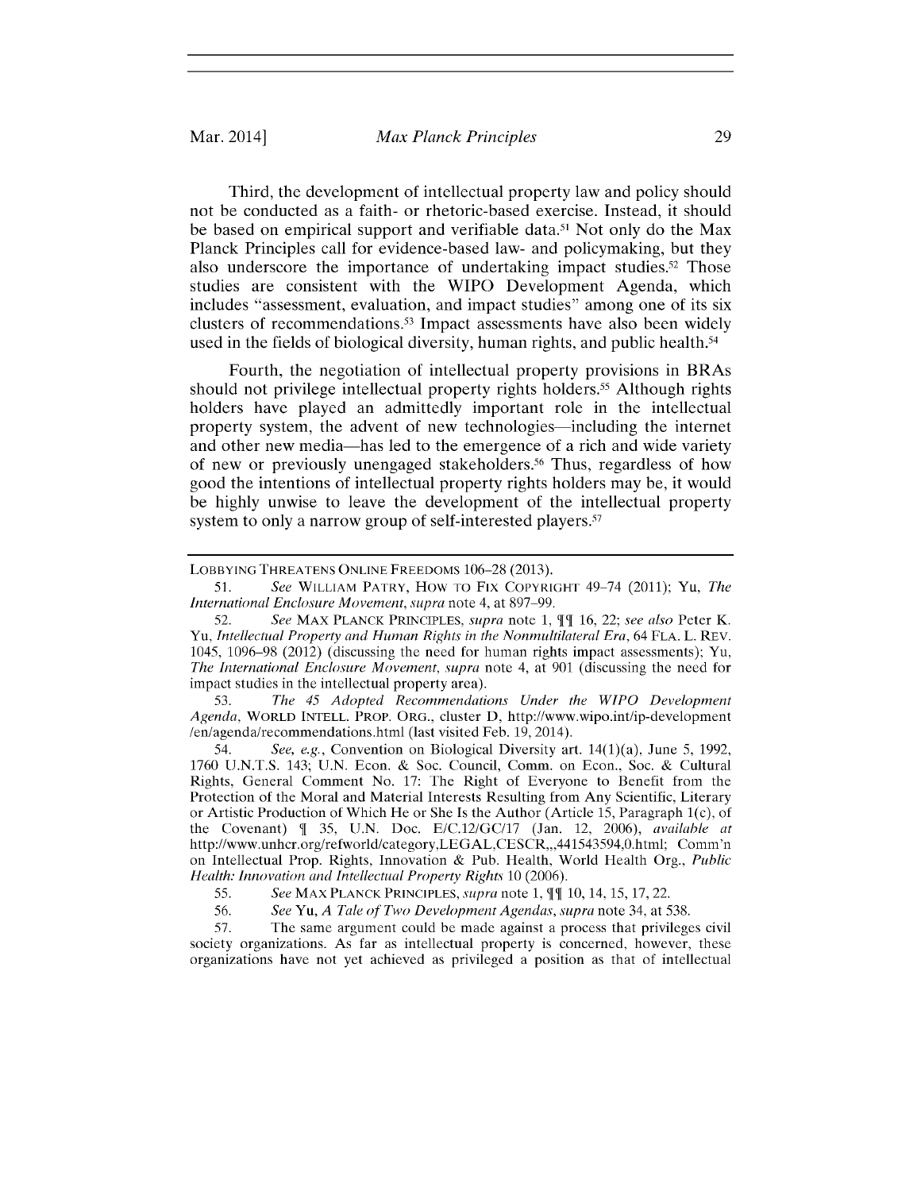Third, the development of intellectual property law and policy should not be conducted as a faith- or rhetoric-based exercise. Instead, it should be based on empirical support and verifiable data.[51] Not only do the Max Planck Principles call for evidence-based law- and policymaking, but they also underscore the importance of undertaking impact studies.[52] Those studies are consistent with the WIPO Development Agenda, which includes "assessment, evaluation, and impact studies" among one of its six clusters of recommendations.[53] Impact assessments have also been widely used in the fields of biological diversity, human rights, and public health.[54]

Fourth, the negotiation of intellectual property provisions in BRAs should not privilege intellectual property rights holders.[55] Although rights holders have played an admittedly important role in the intellectual property system, the advent of new technologies—including the internet and other new media—has led to the emergence of a rich and wide variety of new or previously unengaged stakeholders.[56] Thus, regardless of how good the intentions of intellectual property rights holders may be, it would be highly unwise to leave the development of the intellectual property system to only a narrow group of self-interested players.[57]

---

LOBBYING THREATENS ONLINE FREEDOMS 106–28 (2013).

51. *See* WILLIAM PATRY, HOW TO FIX COPYRIGHT 49–74 (2011); Yu, *The International Enclosure Movement*, *supra* note 4, at 897–99.

52. *See* MAX PLANCK PRINCIPLES, *supra* note 1, ¶¶ 16, 22; *see also* Peter K. Yu, *Intellectual Property and Human Rights in the Nonmultilateral Era*, 64 FLA. L. REV. 1045, 1096–98 (2012) (discussing the need for human rights impact assessments); Yu, *The International Enclosure Movement*, *supra* note 4, at 901 (discussing the need for impact studies in the intellectual property area).

53. *The 45 Adopted Recommendations Under the WIPO Development Agenda*, WORLD INTELL. PROP. ORG., cluster D, http://www.wipo.int/ip-development/en/agenda/recommendations.html (last visited Feb. 19, 2014).

54. *See, e.g.*, Convention on Biological Diversity art. 14(1)(a), June 5, 1992, 1760 U.N.T.S. 143; U.N. Econ. & Soc. Council, Comm. on Econ., Soc. & Cultural Rights, General Comment No. 17: The Right of Everyone to Benefit from the Protection of the Moral and Material Interests Resulting from Any Scientific, Literary or Artistic Production of Which He or She Is the Author (Article 15, Paragraph 1(c), of the Covenant) ¶ 35, U.N. Doc. E/C.12/GC/17 (Jan. 12, 2006), *available at* http://www.unhcr.org/refworld/category,LEGAL,CESCR,,,441543594,0.html; Comm'n on Intellectual Prop. Rights, Innovation & Pub. Health, World Health Org., *Public Health: Innovation and Intellectual Property Rights* 10 (2006).

55. *See* MAX PLANCK PRINCIPLES, *supra* note 1, ¶¶ 10, 14, 15, 17, 22.

56. *See* Yu, *A Tale of Two Development Agendas*, *supra* note 34, at 538.

57. The same argument could be made against a process that privileges civil society organizations. As far as intellectual property is concerned, however, these organizations have not yet achieved as privileged a position as that of intellectual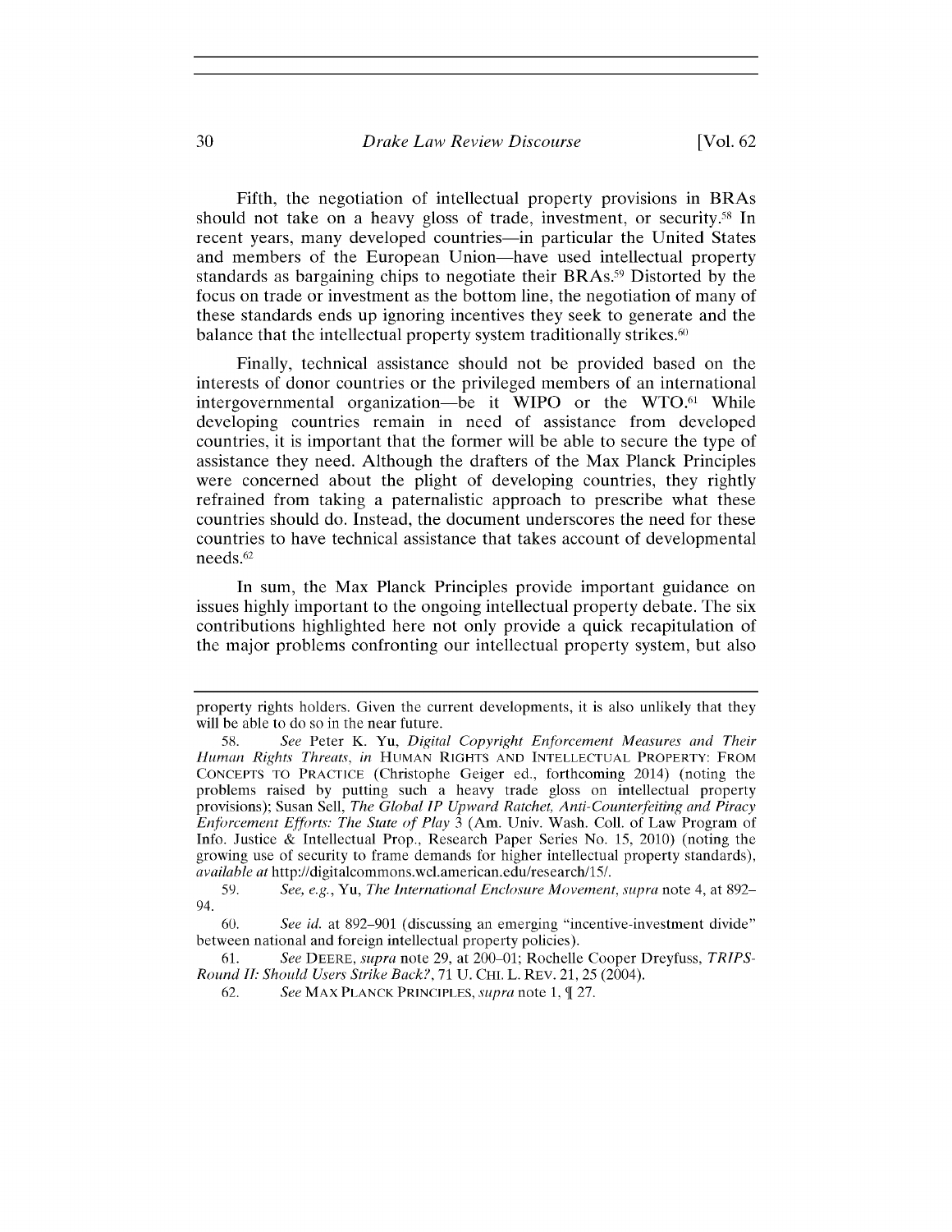Fifth, the negotiation of intellectual property provisions in BRAs should not take on a heavy gloss of trade, investment, or security.[58] In recent years, many developed countries—in particular the United States and members of the European Union—have used intellectual property standards as bargaining chips to negotiate their BRAs.[59] Distorted by the focus on trade or investment as the bottom line, the negotiation of many of these standards ends up ignoring incentives they seek to generate and the balance that the intellectual property system traditionally strikes.[60]

Finally, technical assistance should not be provided based on the interests of donor countries or the privileged members of an international intergovernmental organization—be it WIPO or the WTO.[61] While developing countries remain in need of assistance from developed countries, it is important that the former will be able to secure the type of assistance they need. Although the drafters of the Max Planck Principles were concerned about the plight of developing countries, they rightly refrained from taking a paternalistic approach to prescribe what these countries should do. Instead, the document underscores the need for these countries to have technical assistance that takes account of developmental needs.[62]

In sum, the Max Planck Principles provide important guidance on issues highly important to the ongoing intellectual property debate. The six contributions highlighted here not only provide a quick recapitulation of the major problems confronting our intellectual property system, but also

---

property rights holders. Given the current developments, it is also unlikely that they will be able to do so in the near future.

58. *See* Peter K. Yu, *Digital Copyright Enforcement Measures and Their Human Rights Threats*, *in* HUMAN RIGHTS AND INTELLECTUAL PROPERTY: FROM CONCEPTS TO PRACTICE (Christophe Geiger ed., forthcoming 2014) (noting the problems raised by putting such a heavy trade gloss on intellectual property provisions); Susan Sell, *The Global IP Upward Ratchet, Anti-Counterfeiting and Piracy Enforcement Efforts: The State of Play* 3 (Am. Univ. Wash. Coll. of Law Program of Info. Justice & Intellectual Prop., Research Paper Series No. 15, 2010) (noting the growing use of security to frame demands for higher intellectual property standards), *available at* http://digitalcommons.wcl.american.edu/research/15/.

59. *See, e.g.*, Yu, *The International Enclosure Movement*, *supra* note 4, at 892–94.

60. *See id.* at 892–901 (discussing an emerging "incentive-investment divide" between national and foreign intellectual property policies).

61. *See* DEERE, *supra* note 29, at 200–01; Rochelle Cooper Dreyfuss, *TRIPS-Round II: Should Users Strike Back?*, 71 U. CHI. L. REV. 21, 25 (2004).

62. *See* MAX PLANCK PRINCIPLES, *supra* note 1, ¶ 27.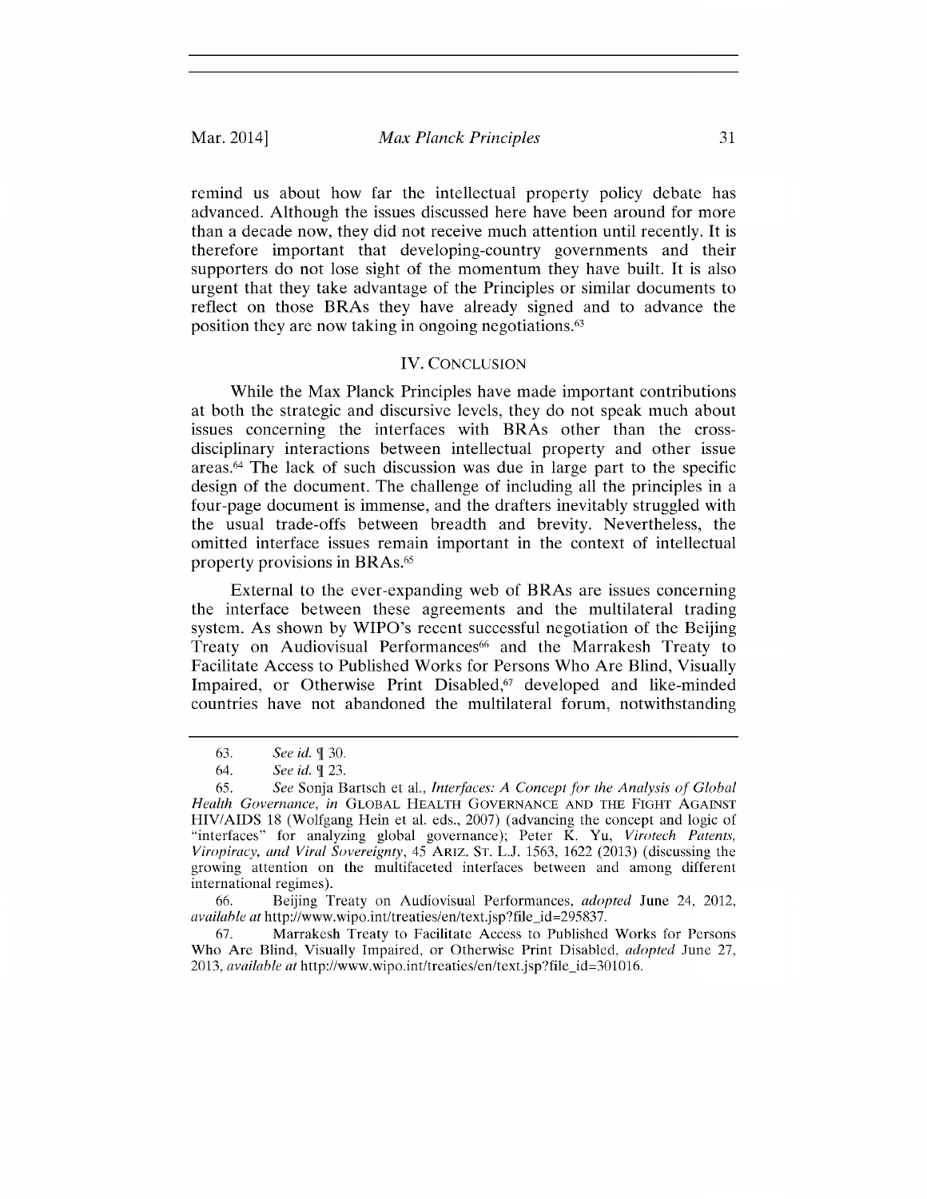remind us about how far the intellectual property policy debate has advanced. Although the issues discussed here have been around for more than a decade now, they did not receive much attention until recently. It is therefore important that developing-country governments and their supporters do not lose sight of the momentum they have built. It is also urgent that they take advantage of the Principles or similar documents to reflect on those BRAs they have already signed and to advance the position they are now taking in ongoing negotiations.[63]

## IV. CONCLUSION

While the Max Planck Principles have made important contributions at both the strategic and discursive levels, they do not speak much about issues concerning the interfaces with BRAs other than the cross-disciplinary interactions between intellectual property and other issue areas.[64] The lack of such discussion was due in large part to the specific design of the document. The challenge of including all the principles in a four-page document is immense, and the drafters inevitably struggled with the usual trade-offs between breadth and brevity. Nevertheless, the omitted interface issues remain important in the context of intellectual property provisions in BRAs.[65]

External to the ever-expanding web of BRAs are issues concerning the interface between these agreements and the multilateral trading system. As shown by WIPO's recent successful negotiation of the Beijing Treaty on Audiovisual Performances[66] and the Marrakesh Treaty to Facilitate Access to Published Works for Persons Who Are Blind, Visually Impaired, or Otherwise Print Disabled,[67] developed and like-minded countries have not abandoned the multilateral forum, notwithstanding

---

63. *See id.* ¶ 30.

64. *See id.* ¶ 23.

65. *See* Sonja Bartsch et al., *Interfaces: A Concept for the Analysis of Global Health Governance*, *in* GLOBAL HEALTH GOVERNANCE AND THE FIGHT AGAINST HIV/AIDS 18 (Wolfgang Hein et al. eds., 2007) (advancing the concept and logic of "interfaces" for analyzing global governance); Peter K. Yu, *Virotech Patents, Viropiracy, and Viral Sovereignty*, 45 ARIZ. ST. L.J. 1563, 1622 (2013) (discussing the growing attention on the multifaceted interfaces between and among different international regimes).

66. Beijing Treaty on Audiovisual Performances, *adopted* June 24, 2012, *available at* http://www.wipo.int/treaties/en/text.jsp?file_id=295837.

67. Marrakesh Treaty to Facilitate Access to Published Works for Persons Who Are Blind, Visually Impaired, or Otherwise Print Disabled, *adopted* June 27, 2013, *available at* http://www.wipo.int/treaties/en/text.jsp?file_id=301016.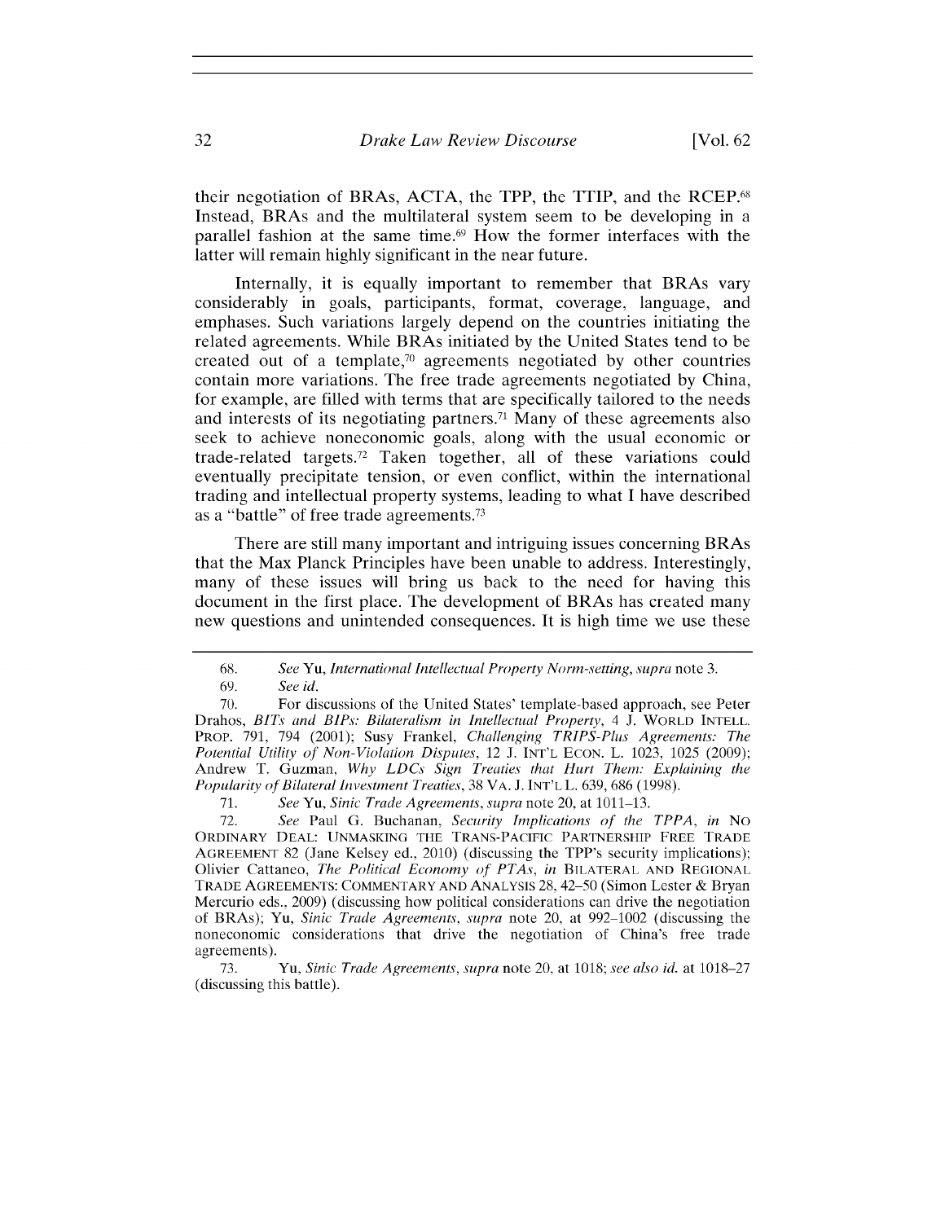their negotiation of BRAs, ACTA, the TPP, the TTIP, and the RCEP.[68] Instead, BRAs and the multilateral system seem to be developing in a parallel fashion at the same time.[69] How the former interfaces with the latter will remain highly significant in the near future.

Internally, it is equally important to remember that BRAs vary considerably in goals, participants, format, coverage, language, and emphases. Such variations largely depend on the countries initiating the related agreements. While BRAs initiated by the United States tend to be created out of a template,[70] agreements negotiated by other countries contain more variations. The free trade agreements negotiated by China, for example, are filled with terms that are specifically tailored to the needs and interests of its negotiating partners.[71] Many of these agreements also seek to achieve noneconomic goals, along with the usual economic or trade-related targets.[72] Taken together, all of these variations could eventually precipitate tension, or even conflict, within the international trading and intellectual property systems, leading to what I have described as a "battle" of free trade agreements.[73]

There are still many important and intriguing issues concerning BRAs that the Max Planck Principles have been unable to address. Interestingly, many of these issues will bring us back to the need for having this document in the first place. The development of BRAs has created many new questions and unintended consequences. It is high time we use these

---

68. *See* Yu, *International Intellectual Property Norm-setting*, *supra* note 3.

69. *See id.*

70. For discussions of the United States' template-based approach, see Peter Drahos, *BITs and BIPs: Bilateralism in Intellectual Property*, 4 J. WORLD INTELL. PROP. 791, 794 (2001); Susy Frankel, *Challenging TRIPS-Plus Agreements: The Potential Utility of Non-Violation Disputes*, 12 J. INT'L ECON. L. 1023, 1025 (2009); Andrew T. Guzman, *Why LDCs Sign Treaties that Hurt Them: Explaining the Popularity of Bilateral Investment Treaties*, 38 VA. J. INT'L L. 639, 686 (1998).

71. *See* Yu, *Sinic Trade Agreements*, *supra* note 20, at 1011–13.

72. *See* Paul G. Buchanan, *Security Implications of the TPPA*, *in* NO ORDINARY DEAL: UNMASKING THE TRANS-PACIFIC PARTNERSHIP FREE TRADE AGREEMENT 82 (Jane Kelsey ed., 2010) (discussing the TPP's security implications); Olivier Cattaneo, *The Political Economy of PTAs*, *in* BILATERAL AND REGIONAL TRADE AGREEMENTS: COMMENTARY AND ANALYSIS 28, 42–50 (Simon Lester & Bryan Mercurio eds., 2009) (discussing how political considerations can drive the negotiation of BRAs); Yu, *Sinic Trade Agreements*, *supra* note 20, at 992–1002 (discussing the noneconomic considerations that drive the negotiation of China's free trade agreements).

73. Yu, *Sinic Trade Agreements*, *supra* note 20, at 1018; *see also id.* at 1018–27 (discussing this battle).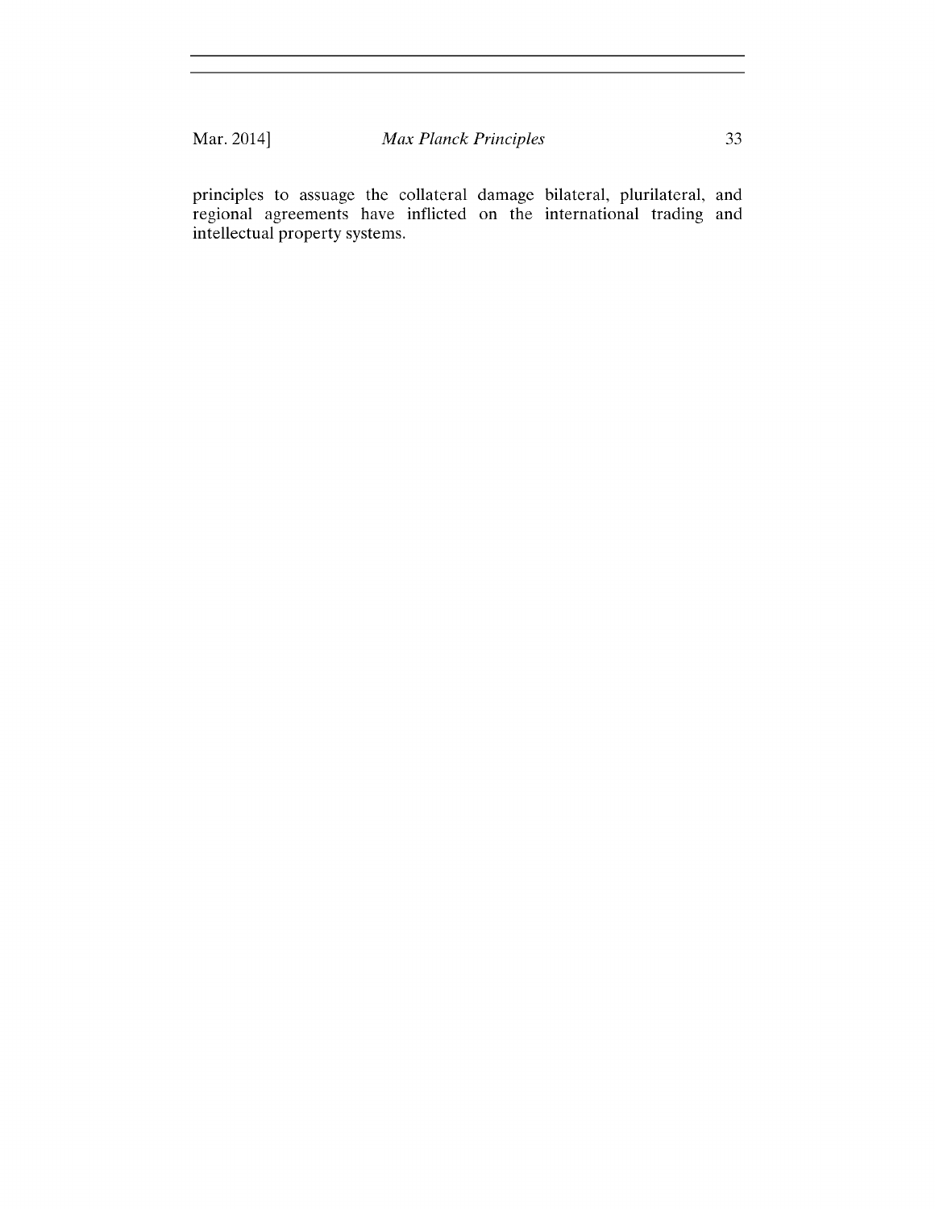principles to assuage the collateral damage bilateral, plurilateral, and regional agreements have inflicted on the international trading and intellectual property systems.